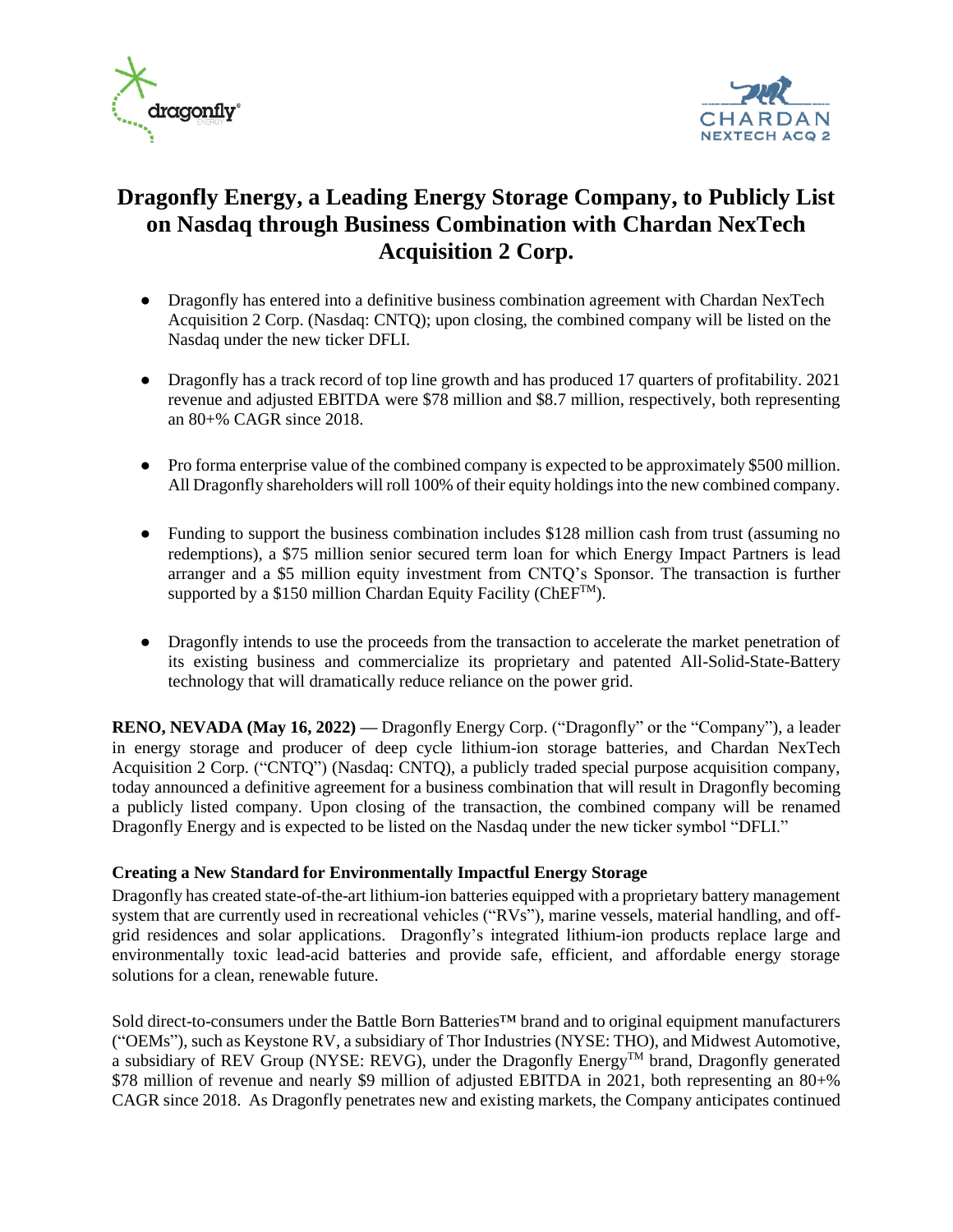# Dragonfly Energy, a Leading Energy Storage Company, to Publicly List on Nasdaq through Business Combination with Chardan NexTech Acquisition 2 Corp.

- Dragonfly has entered into a definitive business combination agreement with Chardan NexTech Acquisition 2 Corp. (Nasdaq: CNTQ); upon closing, the combined company will be listed on the Nasdaq under the new ticker DFLI.
- Dragonfly has a track record of top line growth and has produced 17 quarters of profitability. 2021 revenue and adjusted EBITDA were $78 million and $8.7 million, respectively, both representing an 80+% CAGR since 2018.
- Pro forma enterprise value of the combined company is expected to be approximately $500 million. All Dragonfly shareholders will roll 100% of their equity holdings into the new combined company.
- Funding to support the business combination includes $128 million cash from trust (assuming no redemptions), a $75 million senior secured term loan for which Energy Impact Partners is lead arranger and a $5 million equity investment from CNTQ's Sponsor. The transaction is further supported by a $150 million Chardan Equity Facility (ChEF™).
- Dragonfly intends to use the proceeds from the transaction to accelerate the market penetration of its existing business and commercialize its proprietary and patented All-Solid-State-Battery technology that will dramatically reduce reliance on the power grid.

**RENO, NEVADA (May 16, 2022) —** Dragonfly Energy Corp. ("Dragonfly" or the "Company"), a leader in energy storage and producer of deep cycle lithium-ion storage batteries, and Chardan NexTech Acquisition 2 Corp. ("CNTQ") (Nasdaq: CNTQ), a publicly traded special purpose acquisition company, today announced a definitive agreement for a business combination that will result in Dragonfly becoming a publicly listed company. Upon closing of the transaction, the combined company will be renamed Dragonfly Energy and is expected to be listed on the Nasdaq under the new ticker symbol "DFLI."

**Creating a New Standard for Environmentally Impactful Energy Storage**

Dragonfly has created state-of-the-art lithium-ion batteries equipped with a proprietary battery management system that are currently used in recreational vehicles ("RVs"), marine vessels, material handling, and off-grid residences and solar applications. Dragonfly's integrated lithium-ion products replace large and environmentally toxic lead-acid batteries and provide safe, efficient, and affordable energy storage solutions for a clean, renewable future.

Sold direct-to-consumers under the Battle Born Batteries™ brand and to original equipment manufacturers ("OEMs"), such as Keystone RV, a subsidiary of Thor Industries (NYSE: THO), and Midwest Automotive, a subsidiary of REV Group (NYSE: REVG), under the Dragonfly Energy™ brand, Dragonfly generated $78 million of revenue and nearly $9 million of adjusted EBITDA in 2021, both representing an 80+% CAGR since 2018. As Dragonfly penetrates new and existing markets, the Company anticipates continued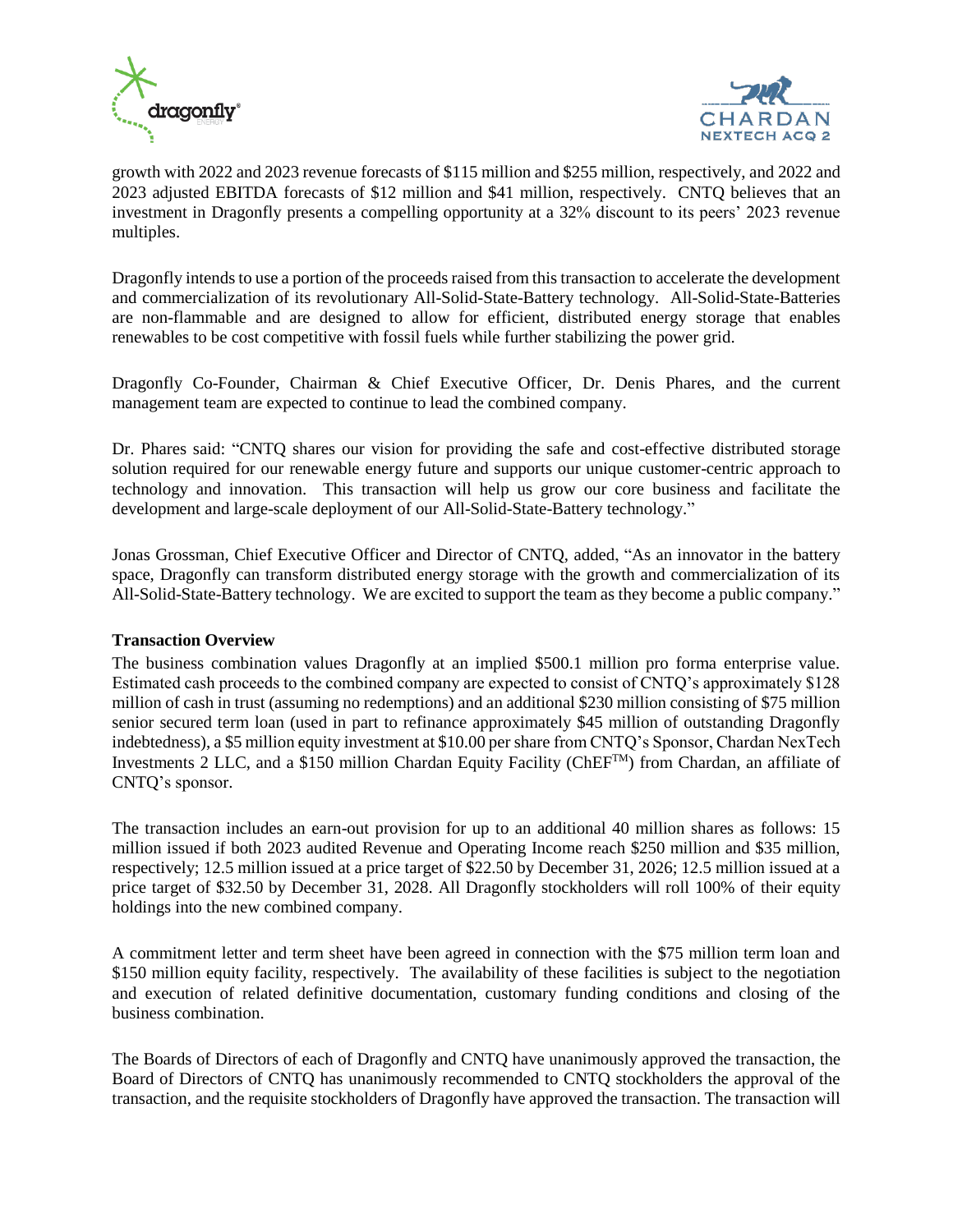growth with 2022 and 2023 revenue forecasts of $115 million and $255 million, respectively, and 2022 and 2023 adjusted EBITDA forecasts of $12 million and $41 million, respectively. CNTQ believes that an investment in Dragonfly presents a compelling opportunity at a 32% discount to its peers' 2023 revenue multiples.

Dragonfly intends to use a portion of the proceeds raised from this transaction to accelerate the development and commercialization of its revolutionary All-Solid-State-Battery technology. All-Solid-State-Batteries are non-flammable and are designed to allow for efficient, distributed energy storage that enables renewables to be cost competitive with fossil fuels while further stabilizing the power grid.

Dragonfly Co-Founder, Chairman & Chief Executive Officer, Dr. Denis Phares, and the current management team are expected to continue to lead the combined company.

Dr. Phares said: "CNTQ shares our vision for providing the safe and cost-effective distributed storage solution required for our renewable energy future and supports our unique customer-centric approach to technology and innovation. This transaction will help us grow our core business and facilitate the development and large-scale deployment of our All-Solid-State-Battery technology."

Jonas Grossman, Chief Executive Officer and Director of CNTQ, added, "As an innovator in the battery space, Dragonfly can transform distributed energy storage with the growth and commercialization of its All-Solid-State-Battery technology. We are excited to support the team as they become a public company."

**Transaction Overview**

The business combination values Dragonfly at an implied $500.1 million pro forma enterprise value. Estimated cash proceeds to the combined company are expected to consist of CNTQ's approximately $128 million of cash in trust (assuming no redemptions) and an additional $230 million consisting of $75 million senior secured term loan (used in part to refinance approximately $45 million of outstanding Dragonfly indebtedness), a $5 million equity investment at $10.00 per share from CNTQ's Sponsor, Chardan NexTech Investments 2 LLC, and a $150 million Chardan Equity Facility (ChEF™) from Chardan, an affiliate of CNTQ's sponsor.

The transaction includes an earn-out provision for up to an additional 40 million shares as follows: 15 million issued if both 2023 audited Revenue and Operating Income reach $250 million and $35 million, respectively; 12.5 million issued at a price target of $22.50 by December 31, 2026; 12.5 million issued at a price target of $32.50 by December 31, 2028. All Dragonfly stockholders will roll 100% of their equity holdings into the new combined company.

A commitment letter and term sheet have been agreed in connection with the $75 million term loan and $150 million equity facility, respectively. The availability of these facilities is subject to the negotiation and execution of related definitive documentation, customary funding conditions and closing of the business combination.

The Boards of Directors of each of Dragonfly and CNTQ have unanimously approved the transaction, the Board of Directors of CNTQ has unanimously recommended to CNTQ stockholders the approval of the transaction, and the requisite stockholders of Dragonfly have approved the transaction. The transaction will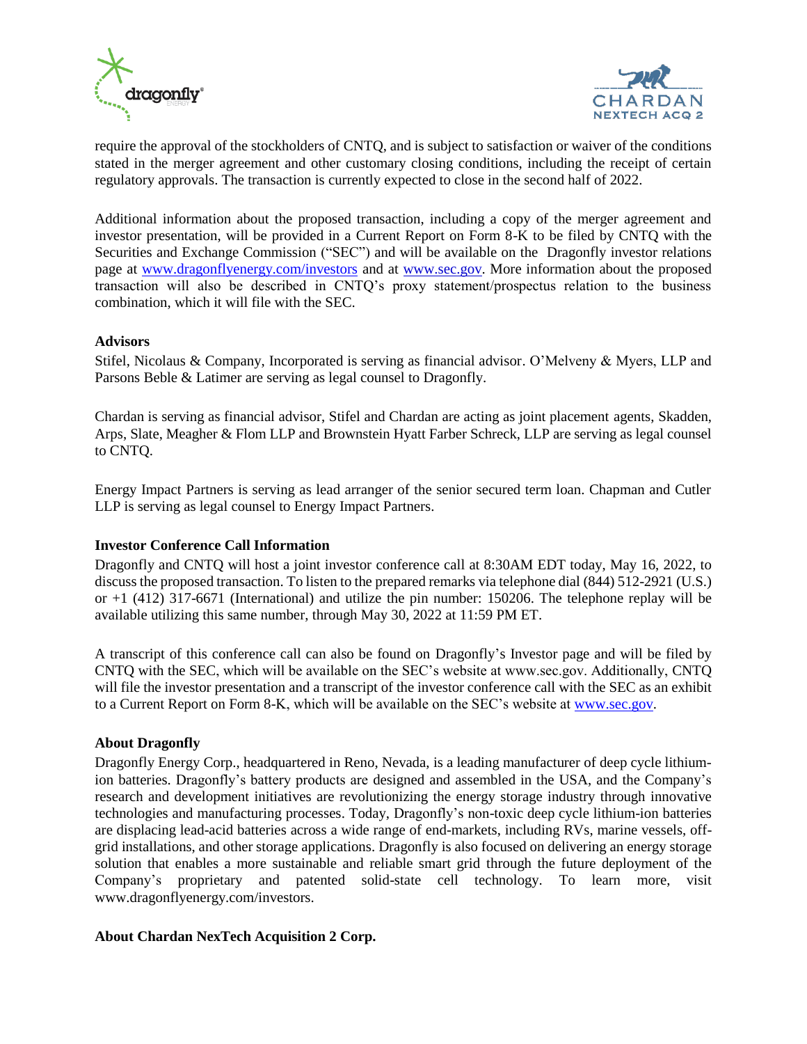require the approval of the stockholders of CNTQ, and is subject to satisfaction or waiver of the conditions stated in the merger agreement and other customary closing conditions, including the receipt of certain regulatory approvals. The transaction is currently expected to close in the second half of 2022.

Additional information about the proposed transaction, including a copy of the merger agreement and investor presentation, will be provided in a Current Report on Form 8-K to be filed by CNTQ with the Securities and Exchange Commission ("SEC") and will be available on the Dragonfly investor relations page at [www.dragonflyenergy.com/investors](http://www.dragonflyenergy.com/investors) and at [www.sec.gov](http://www.sec.gov). More information about the proposed transaction will also be described in CNTQ's proxy statement/prospectus relation to the business combination, which it will file with the SEC.

**Advisors**

Stifel, Nicolaus & Company, Incorporated is serving as financial advisor. O'Melveny & Myers, LLP and Parsons Beble & Latimer are serving as legal counsel to Dragonfly.

Chardan is serving as financial advisor, Stifel and Chardan are acting as joint placement agents, Skadden, Arps, Slate, Meagher & Flom LLP and Brownstein Hyatt Farber Schreck, LLP are serving as legal counsel to CNTQ.

Energy Impact Partners is serving as lead arranger of the senior secured term loan. Chapman and Cutler LLP is serving as legal counsel to Energy Impact Partners.

**Investor Conference Call Information**

Dragonfly and CNTQ will host a joint investor conference call at 8:30AM EDT today, May 16, 2022, to discuss the proposed transaction. To listen to the prepared remarks via telephone dial (844) 512-2921 (U.S.) or +1 (412) 317-6671 (International) and utilize the pin number: 150206. The telephone replay will be available utilizing this same number, through May 30, 2022 at 11:59 PM ET.

A transcript of this conference call can also be found on Dragonfly's Investor page and will be filed by CNTQ with the SEC, which will be available on the SEC's website at www.sec.gov. Additionally, CNTQ will file the investor presentation and a transcript of the investor conference call with the SEC as an exhibit to a Current Report on Form 8-K, which will be available on the SEC's website at [www.sec.gov](http://www.sec.gov).

**About Dragonfly**

Dragonfly Energy Corp., headquartered in Reno, Nevada, is a leading manufacturer of deep cycle lithium-ion batteries. Dragonfly's battery products are designed and assembled in the USA, and the Company's research and development initiatives are revolutionizing the energy storage industry through innovative technologies and manufacturing processes. Today, Dragonfly's non-toxic deep cycle lithium-ion batteries are displacing lead-acid batteries across a wide range of end-markets, including RVs, marine vessels, off-grid installations, and other storage applications. Dragonfly is also focused on delivering an energy storage solution that enables a more sustainable and reliable smart grid through the future deployment of the Company's proprietary and patented solid-state cell technology. To learn more, visit www.dragonflyenergy.com/investors.

**About Chardan NexTech Acquisition 2 Corp.**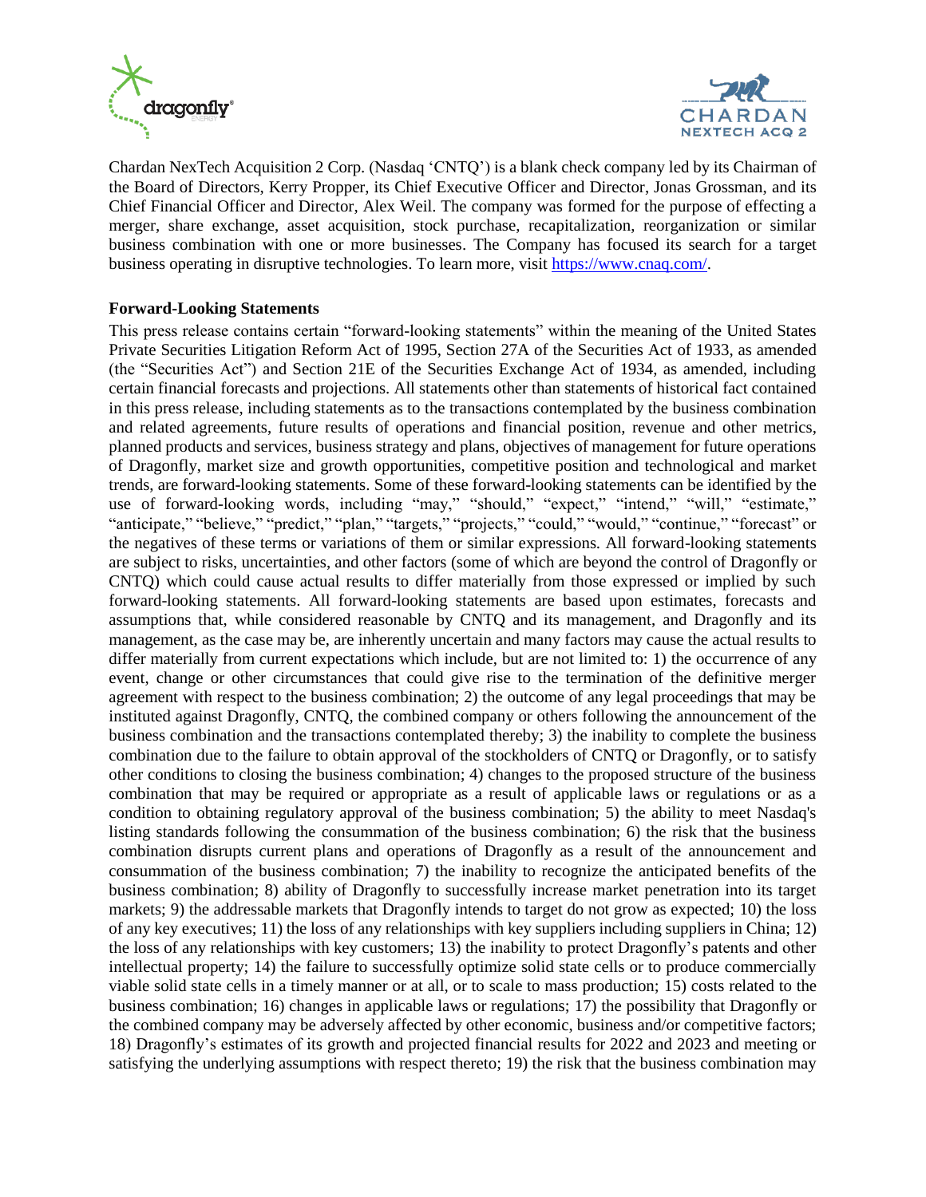Chardan NexTech Acquisition 2 Corp. (Nasdaq 'CNTQ') is a blank check company led by its Chairman of the Board of Directors, Kerry Propper, its Chief Executive Officer and Director, Jonas Grossman, and its Chief Financial Officer and Director, Alex Weil. The company was formed for the purpose of effecting a merger, share exchange, asset acquisition, stock purchase, recapitalization, reorganization or similar business combination with one or more businesses. The Company has focused its search for a target business operating in disruptive technologies. To learn more, visit https://www.cnaq.com/.

**Forward-Looking Statements**

This press release contains certain "forward-looking statements" within the meaning of the United States Private Securities Litigation Reform Act of 1995, Section 27A of the Securities Act of 1933, as amended (the "Securities Act") and Section 21E of the Securities Exchange Act of 1934, as amended, including certain financial forecasts and projections. All statements other than statements of historical fact contained in this press release, including statements as to the transactions contemplated by the business combination and related agreements, future results of operations and financial position, revenue and other metrics, planned products and services, business strategy and plans, objectives of management for future operations of Dragonfly, market size and growth opportunities, competitive position and technological and market trends, are forward-looking statements. Some of these forward-looking statements can be identified by the use of forward-looking words, including "may," "should," "expect," "intend," "will," "estimate," "anticipate," "believe," "predict," "plan," "targets," "projects," "could," "would," "continue," "forecast" or the negatives of these terms or variations of them or similar expressions. All forward-looking statements are subject to risks, uncertainties, and other factors (some of which are beyond the control of Dragonfly or CNTQ) which could cause actual results to differ materially from those expressed or implied by such forward-looking statements. All forward-looking statements are based upon estimates, forecasts and assumptions that, while considered reasonable by CNTQ and its management, and Dragonfly and its management, as the case may be, are inherently uncertain and many factors may cause the actual results to differ materially from current expectations which include, but are not limited to: 1) the occurrence of any event, change or other circumstances that could give rise to the termination of the definitive merger agreement with respect to the business combination; 2) the outcome of any legal proceedings that may be instituted against Dragonfly, CNTQ, the combined company or others following the announcement of the business combination and the transactions contemplated thereby; 3) the inability to complete the business combination due to the failure to obtain approval of the stockholders of CNTQ or Dragonfly, or to satisfy other conditions to closing the business combination; 4) changes to the proposed structure of the business combination that may be required or appropriate as a result of applicable laws or regulations or as a condition to obtaining regulatory approval of the business combination; 5) the ability to meet Nasdaq's listing standards following the consummation of the business combination; 6) the risk that the business combination disrupts current plans and operations of Dragonfly as a result of the announcement and consummation of the business combination; 7) the inability to recognize the anticipated benefits of the business combination; 8) ability of Dragonfly to successfully increase market penetration into its target markets; 9) the addressable markets that Dragonfly intends to target do not grow as expected; 10) the loss of any key executives; 11) the loss of any relationships with key suppliers including suppliers in China; 12) the loss of any relationships with key customers; 13) the inability to protect Dragonfly's patents and other intellectual property; 14) the failure to successfully optimize solid state cells or to produce commercially viable solid state cells in a timely manner or at all, or to scale to mass production; 15) costs related to the business combination; 16) changes in applicable laws or regulations; 17) the possibility that Dragonfly or the combined company may be adversely affected by other economic, business and/or competitive factors; 18) Dragonfly's estimates of its growth and projected financial results for 2022 and 2023 and meeting or satisfying the underlying assumptions with respect thereto; 19) the risk that the business combination may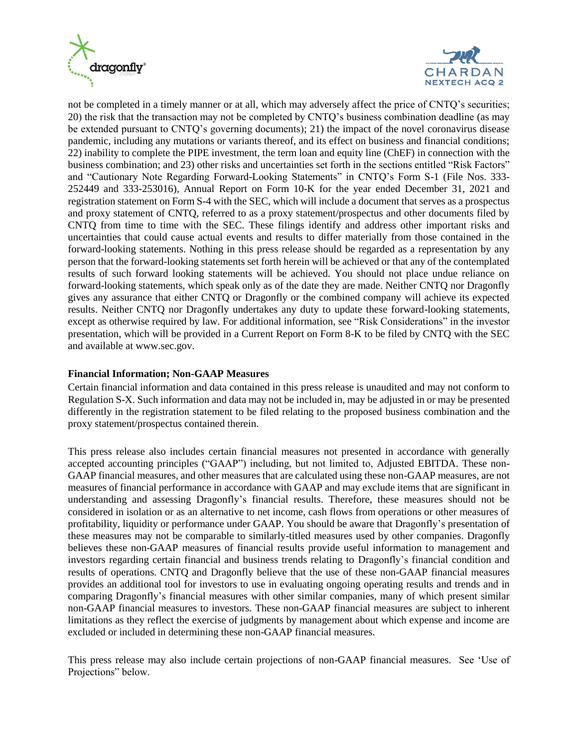not be completed in a timely manner or at all, which may adversely affect the price of CNTQ's securities; 20) the risk that the transaction may not be completed by CNTQ's business combination deadline (as may be extended pursuant to CNTQ's governing documents); 21) the impact of the novel coronavirus disease pandemic, including any mutations or variants thereof, and its effect on business and financial conditions; 22) inability to complete the PIPE investment, the term loan and equity line (ChEF) in connection with the business combination; and 23) other risks and uncertainties set forth in the sections entitled "Risk Factors" and "Cautionary Note Regarding Forward-Looking Statements" in CNTQ's Form S-1 (File Nos. 333-252449 and 333-253016), Annual Report on Form 10-K for the year ended December 31, 2021 and registration statement on Form S-4 with the SEC, which will include a document that serves as a prospectus and proxy statement of CNTQ, referred to as a proxy statement/prospectus and other documents filed by CNTQ from time to time with the SEC. These filings identify and address other important risks and uncertainties that could cause actual events and results to differ materially from those contained in the forward-looking statements. Nothing in this press release should be regarded as a representation by any person that the forward-looking statements set forth herein will be achieved or that any of the contemplated results of such forward looking statements will be achieved. You should not place undue reliance on forward-looking statements, which speak only as of the date they are made. Neither CNTQ nor Dragonfly gives any assurance that either CNTQ or Dragonfly or the combined company will achieve its expected results. Neither CNTQ nor Dragonfly undertakes any duty to update these forward-looking statements, except as otherwise required by law. For additional information, see "Risk Considerations" in the investor presentation, which will be provided in a Current Report on Form 8-K to be filed by CNTQ with the SEC and available at www.sec.gov.

**Financial Information; Non-GAAP Measures**

Certain financial information and data contained in this press release is unaudited and may not conform to Regulation S-X. Such information and data may not be included in, may be adjusted in or may be presented differently in the registration statement to be filed relating to the proposed business combination and the proxy statement/prospectus contained therein.

This press release also includes certain financial measures not presented in accordance with generally accepted accounting principles ("GAAP") including, but not limited to, Adjusted EBITDA. These non-GAAP financial measures, and other measures that are calculated using these non-GAAP measures, are not measures of financial performance in accordance with GAAP and may exclude items that are significant in understanding and assessing Dragonfly's financial results. Therefore, these measures should not be considered in isolation or as an alternative to net income, cash flows from operations or other measures of profitability, liquidity or performance under GAAP. You should be aware that Dragonfly's presentation of these measures may not be comparable to similarly-titled measures used by other companies. Dragonfly believes these non-GAAP measures of financial results provide useful information to management and investors regarding certain financial and business trends relating to Dragonfly's financial condition and results of operations. CNTQ and Dragonfly believe that the use of these non-GAAP financial measures provides an additional tool for investors to use in evaluating ongoing operating results and trends and in comparing Dragonfly's financial measures with other similar companies, many of which present similar non-GAAP financial measures to investors. These non-GAAP financial measures are subject to inherent limitations as they reflect the exercise of judgments by management about which expense and income are excluded or included in determining these non-GAAP financial measures.

This press release may also include certain projections of non-GAAP financial measures. See 'Use of Projections" below.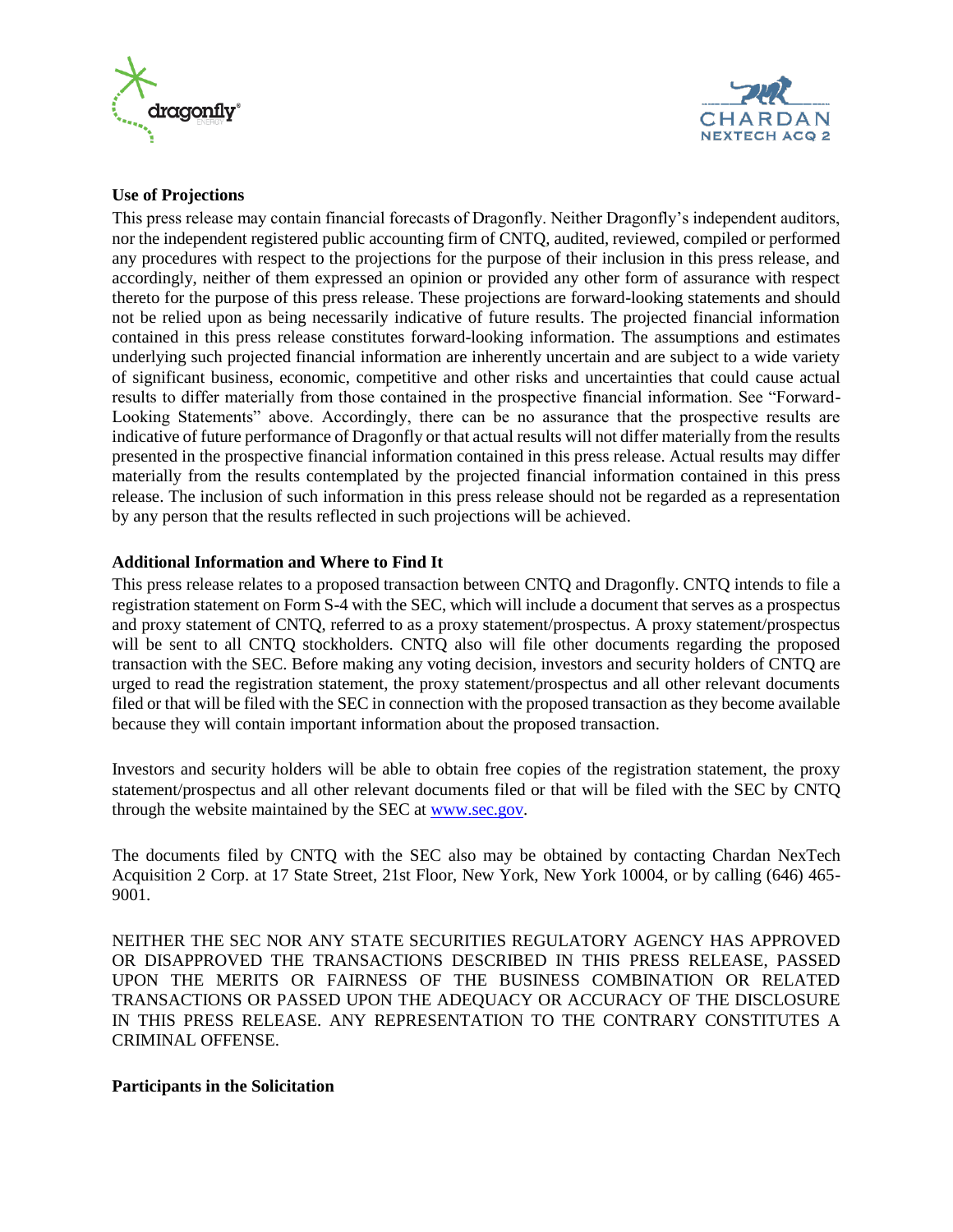**Use of Projections**

This press release may contain financial forecasts of Dragonfly. Neither Dragonfly's independent auditors, nor the independent registered public accounting firm of CNTQ, audited, reviewed, compiled or performed any procedures with respect to the projections for the purpose of their inclusion in this press release, and accordingly, neither of them expressed an opinion or provided any other form of assurance with respect thereto for the purpose of this press release. These projections are forward-looking statements and should not be relied upon as being necessarily indicative of future results. The projected financial information contained in this press release constitutes forward-looking information. The assumptions and estimates underlying such projected financial information are inherently uncertain and are subject to a wide variety of significant business, economic, competitive and other risks and uncertainties that could cause actual results to differ materially from those contained in the prospective financial information. See "Forward-Looking Statements" above. Accordingly, there can be no assurance that the prospective results are indicative of future performance of Dragonfly or that actual results will not differ materially from the results presented in the prospective financial information contained in this press release. Actual results may differ materially from the results contemplated by the projected financial information contained in this press release. The inclusion of such information in this press release should not be regarded as a representation by any person that the results reflected in such projections will be achieved.

**Additional Information and Where to Find It**

This press release relates to a proposed transaction between CNTQ and Dragonfly. CNTQ intends to file a registration statement on Form S-4 with the SEC, which will include a document that serves as a prospectus and proxy statement of CNTQ, referred to as a proxy statement/prospectus. A proxy statement/prospectus will be sent to all CNTQ stockholders. CNTQ also will file other documents regarding the proposed transaction with the SEC. Before making any voting decision, investors and security holders of CNTQ are urged to read the registration statement, the proxy statement/prospectus and all other relevant documents filed or that will be filed with the SEC in connection with the proposed transaction as they become available because they will contain important information about the proposed transaction.

Investors and security holders will be able to obtain free copies of the registration statement, the proxy statement/prospectus and all other relevant documents filed or that will be filed with the SEC by CNTQ through the website maintained by the SEC at www.sec.gov.

The documents filed by CNTQ with the SEC also may be obtained by contacting Chardan NexTech Acquisition 2 Corp. at 17 State Street, 21st Floor, New York, New York 10004, or by calling (646) 465-9001.

NEITHER THE SEC NOR ANY STATE SECURITIES REGULATORY AGENCY HAS APPROVED OR DISAPPROVED THE TRANSACTIONS DESCRIBED IN THIS PRESS RELEASE, PASSED UPON THE MERITS OR FAIRNESS OF THE BUSINESS COMBINATION OR RELATED TRANSACTIONS OR PASSED UPON THE ADEQUACY OR ACCURACY OF THE DISCLOSURE IN THIS PRESS RELEASE. ANY REPRESENTATION TO THE CONTRARY CONSTITUTES A CRIMINAL OFFENSE.

**Participants in the Solicitation**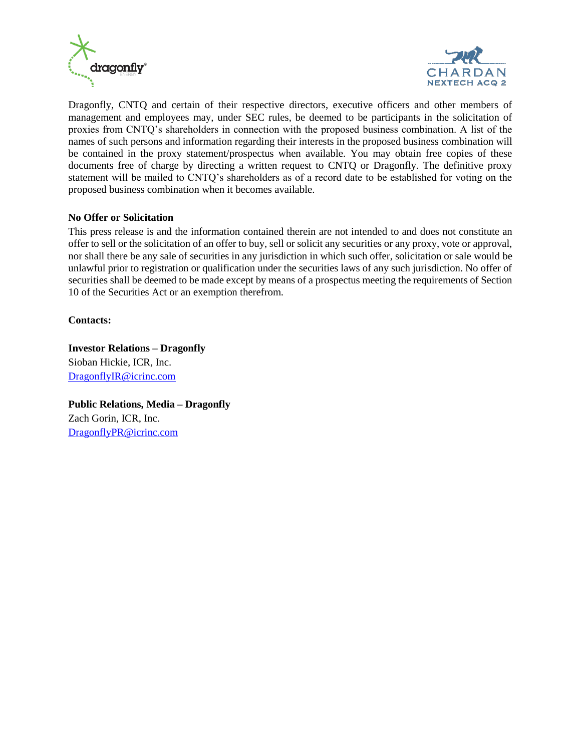Dragonfly, CNTQ and certain of their respective directors, executive officers and other members of management and employees may, under SEC rules, be deemed to be participants in the solicitation of proxies from CNTQ's shareholders in connection with the proposed business combination. A list of the names of such persons and information regarding their interests in the proposed business combination will be contained in the proxy statement/prospectus when available. You may obtain free copies of these documents free of charge by directing a written request to CNTQ or Dragonfly. The definitive proxy statement will be mailed to CNTQ's shareholders as of a record date to be established for voting on the proposed business combination when it becomes available.

**No Offer or Solicitation**

This press release is and the information contained therein are not intended to and does not constitute an offer to sell or the solicitation of an offer to buy, sell or solicit any securities or any proxy, vote or approval, nor shall there be any sale of securities in any jurisdiction in which such offer, solicitation or sale would be unlawful prior to registration or qualification under the securities laws of any such jurisdiction. No offer of securities shall be deemed to be made except by means of a prospectus meeting the requirements of Section 10 of the Securities Act or an exemption therefrom.

**Contacts:**

**Investor Relations – Dragonfly**
Sioban Hickie, ICR, Inc.
DragonflyIR@icrinc.com

**Public Relations, Media – Dragonfly**
Zach Gorin, ICR, Inc.
DragonflyPR@icrinc.com